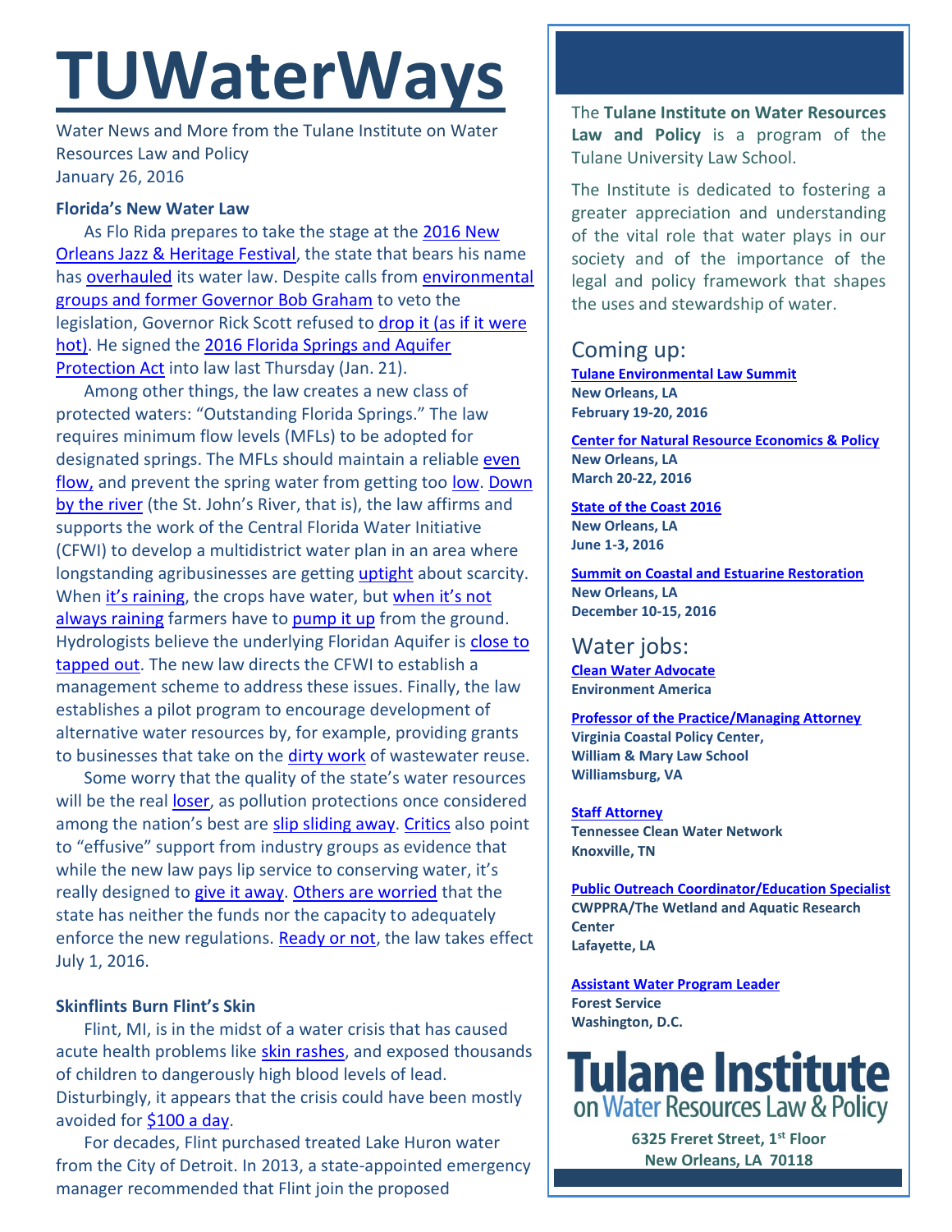# TUWaterWays

Water News and More from the Tulane Institute on Water Resources Law and Policy
January 26, 2016

### Florida's New Water Law

As Flo Rida prepares to take the stage at the 2016 New Orleans Jazz & Heritage Festival, the state that bears his name has overhauled its water law. Despite calls from environmental groups and former Governor Bob Graham to veto the legislation, Governor Rick Scott refused to drop it (as if it were hot). He signed the 2016 Florida Springs and Aquifer Protection Act into law last Thursday (Jan. 21).

Among other things, the law creates a new class of protected waters: "Outstanding Florida Springs." The law requires minimum flow levels (MFLs) to be adopted for designated springs. The MFLs should maintain a reliable even flow, and prevent the spring water from getting too low. Down by the river (the St. John's River, that is), the law affirms and supports the work of the Central Florida Water Initiative (CFWI) to develop a multidistrict water plan in an area where longstanding agribusinesses are getting uptight about scarcity. When it's raining, the crops have water, but when it's not always raining farmers have to pump it up from the ground. Hydrologists believe the underlying Floridan Aquifer is close to tapped out. The new law directs the CFWI to establish a management scheme to address these issues. Finally, the law establishes a pilot program to encourage development of alternative water resources by, for example, providing grants to businesses that take on the dirty work of wastewater reuse.

Some worry that the quality of the state's water resources will be the real loser, as pollution protections once considered among the nation's best are slip sliding away. Critics also point to "effusive" support from industry groups as evidence that while the new law pays lip service to conserving water, it's really designed to give it away. Others are worried that the state has neither the funds nor the capacity to adequately enforce the new regulations. Ready or not, the law takes effect July 1, 2016.

### Skinflints Burn Flint's Skin

Flint, MI, is in the midst of a water crisis that has caused acute health problems like skin rashes, and exposed thousands of children to dangerously high blood levels of lead. Disturbingly, it appears that the crisis could have been mostly avoided for $100 a day.

For decades, Flint purchased treated Lake Huron water from the City of Detroit. In 2013, a state-appointed emergency manager recommended that Flint join the proposed

---

The **Tulane Institute on Water Resources Law and Policy** is a program of the Tulane University Law School.

The Institute is dedicated to fostering a greater appreciation and understanding of the vital role that water plays in our society and of the importance of the legal and policy framework that shapes the uses and stewardship of water.

## Coming up:

**Tulane Environmental Law Summit**
**New Orleans, LA**
**February 19-20, 2016**

**Center for Natural Resource Economics & Policy**
**New Orleans, LA**
**March 20-22, 2016**

**State of the Coast 2016**
**New Orleans, LA**
**June 1-3, 2016**

**Summit on Coastal and Estuarine Restoration**
**New Orleans, LA**
**December 10-15, 2016**

## Water jobs:

**Clean Water Advocate**
**Environment America**

**Professor of the Practice/Managing Attorney**
**Virginia Coastal Policy Center, William & Mary Law School**
**Williamsburg, VA**

**Staff Attorney**
**Tennessee Clean Water Network**
**Knoxville, TN**

**Public Outreach Coordinator/Education Specialist**
**CWPPRA/The Wetland and Aquatic Research Center**
**Lafayette, LA**

**Assistant Water Program Leader**
**Forest Service**
**Washington, D.C.**

**Tulane Institute on Water Resources Law & Policy**

**6325 Freret Street, 1st Floor**
**New Orleans, LA 70118**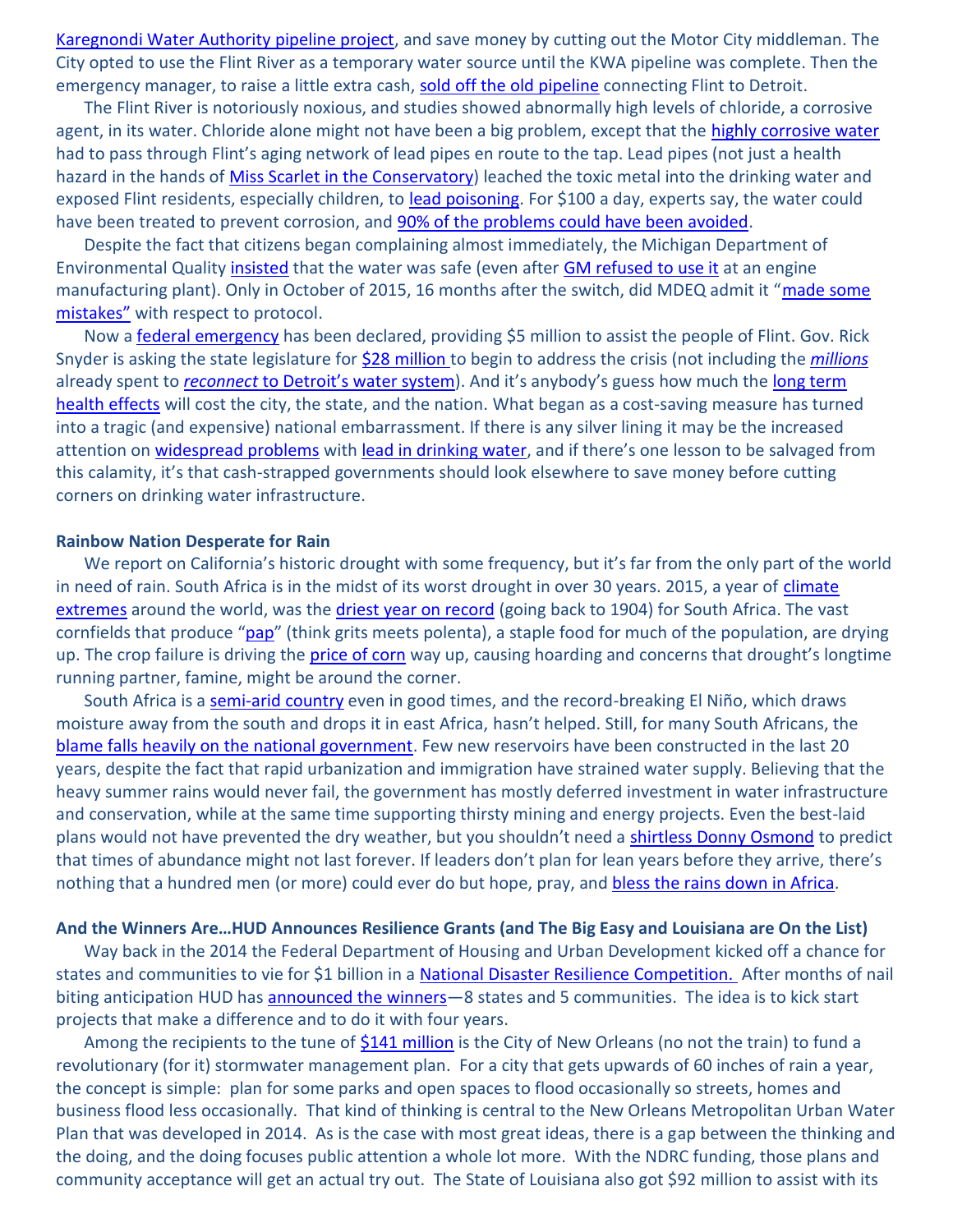Karegnondi Water Authority pipeline project, and save money by cutting out the Motor City middleman. The City opted to use the Flint River as a temporary water source until the KWA pipeline was complete. Then the emergency manager, to raise a little extra cash, sold off the old pipeline connecting Flint to Detroit.

The Flint River is notoriously noxious, and studies showed abnormally high levels of chloride, a corrosive agent, in its water. Chloride alone might not have been a big problem, except that the highly corrosive water had to pass through Flint's aging network of lead pipes en route to the tap. Lead pipes (not just a health hazard in the hands of Miss Scarlet in the Conservatory) leached the toxic metal into the drinking water and exposed Flint residents, especially children, to lead poisoning. For $100 a day, experts say, the water could have been treated to prevent corrosion, and 90% of the problems could have been avoided.

Despite the fact that citizens began complaining almost immediately, the Michigan Department of Environmental Quality insisted that the water was safe (even after GM refused to use it at an engine manufacturing plant). Only in October of 2015, 16 months after the switch, did MDEQ admit it "made some mistakes" with respect to protocol.

Now a federal emergency has been declared, providing $5 million to assist the people of Flint. Gov. Rick Snyder is asking the state legislature for $28 million to begin to address the crisis (not including the *millions* already spent to *reconnect* to Detroit's water system). And it's anybody's guess how much the long term health effects will cost the city, the state, and the nation. What began as a cost-saving measure has turned into a tragic (and expensive) national embarrassment. If there is any silver lining it may be the increased attention on widespread problems with lead in drinking water, and if there's one lesson to be salvaged from this calamity, it's that cash-strapped governments should look elsewhere to save money before cutting corners on drinking water infrastructure.

**Rainbow Nation Desperate for Rain**

We report on California's historic drought with some frequency, but it's far from the only part of the world in need of rain. South Africa is in the midst of its worst drought in over 30 years. 2015, a year of climate extremes around the world, was the driest year on record (going back to 1904) for South Africa. The vast cornfields that produce "pap" (think grits meets polenta), a staple food for much of the population, are drying up. The crop failure is driving the price of corn way up, causing hoarding and concerns that drought's longtime running partner, famine, might be around the corner.

South Africa is a semi-arid country even in good times, and the record-breaking El Niño, which draws moisture away from the south and drops it in east Africa, hasn't helped. Still, for many South Africans, the blame falls heavily on the national government. Few new reservoirs have been constructed in the last 20 years, despite the fact that rapid urbanization and immigration have strained water supply. Believing that the heavy summer rains would never fail, the government has mostly deferred investment in water infrastructure and conservation, while at the same time supporting thirsty mining and energy projects. Even the best-laid plans would not have prevented the dry weather, but you shouldn't need a shirtless Donny Osmond to predict that times of abundance might not last forever. If leaders don't plan for lean years before they arrive, there's nothing that a hundred men (or more) could ever do but hope, pray, and bless the rains down in Africa.

**And the Winners Are…HUD Announces Resilience Grants (and The Big Easy and Louisiana are On the List)**

Way back in the 2014 the Federal Department of Housing and Urban Development kicked off a chance for states and communities to vie for $1 billion in a National Disaster Resilience Competition. After months of nail biting anticipation HUD has announced the winners—8 states and 5 communities. The idea is to kick start projects that make a difference and to do it with four years.

Among the recipients to the tune of $141 million is the City of New Orleans (no not the train) to fund a revolutionary (for it) stormwater management plan. For a city that gets upwards of 60 inches of rain a year, the concept is simple: plan for some parks and open spaces to flood occasionally so streets, homes and business flood less occasionally. That kind of thinking is central to the New Orleans Metropolitan Urban Water Plan that was developed in 2014. As is the case with most great ideas, there is a gap between the thinking and the doing, and the doing focuses public attention a whole lot more. With the NDRC funding, those plans and community acceptance will get an actual try out. The State of Louisiana also got $92 million to assist with its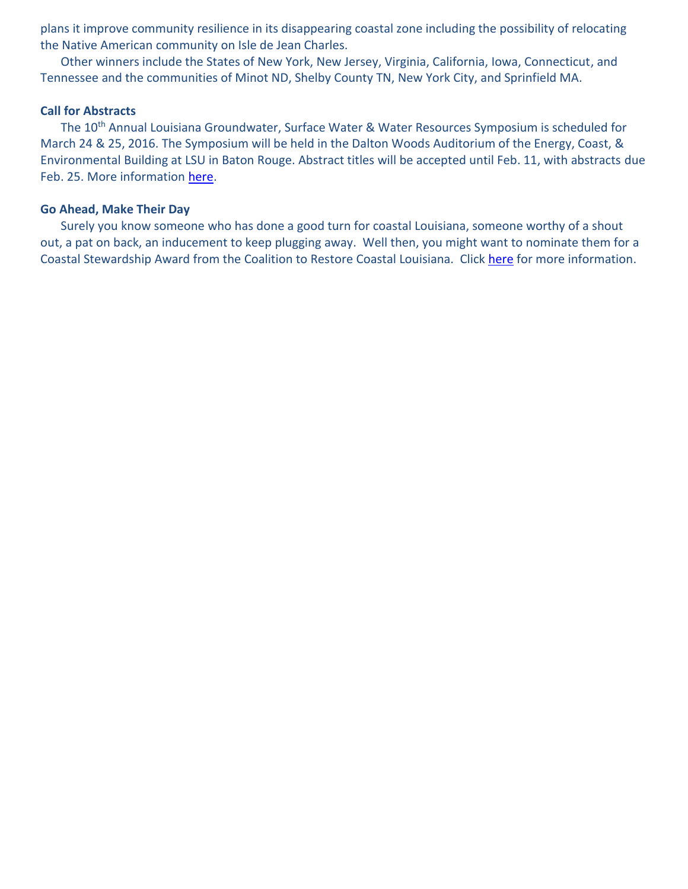plans it improve community resilience in its disappearing coastal zone including the possibility of relocating the Native American community on Isle de Jean Charles.

Other winners include the States of New York, New Jersey, Virginia, California, Iowa, Connecticut, and Tennessee and the communities of Minot ND, Shelby County TN, New York City, and Sprinfield MA.

**Call for Abstracts**

The 10th Annual Louisiana Groundwater, Surface Water & Water Resources Symposium is scheduled for March 24 & 25, 2016. The Symposium will be held in the Dalton Woods Auditorium of the Energy, Coast, & Environmental Building at LSU in Baton Rouge. Abstract titles will be accepted until Feb. 11, with abstracts due Feb. 25. More information here.

**Go Ahead, Make Their Day**

Surely you know someone who has done a good turn for coastal Louisiana, someone worthy of a shout out, a pat on back, an inducement to keep plugging away. Well then, you might want to nominate them for a Coastal Stewardship Award from the Coalition to Restore Coastal Louisiana. Click here for more information.